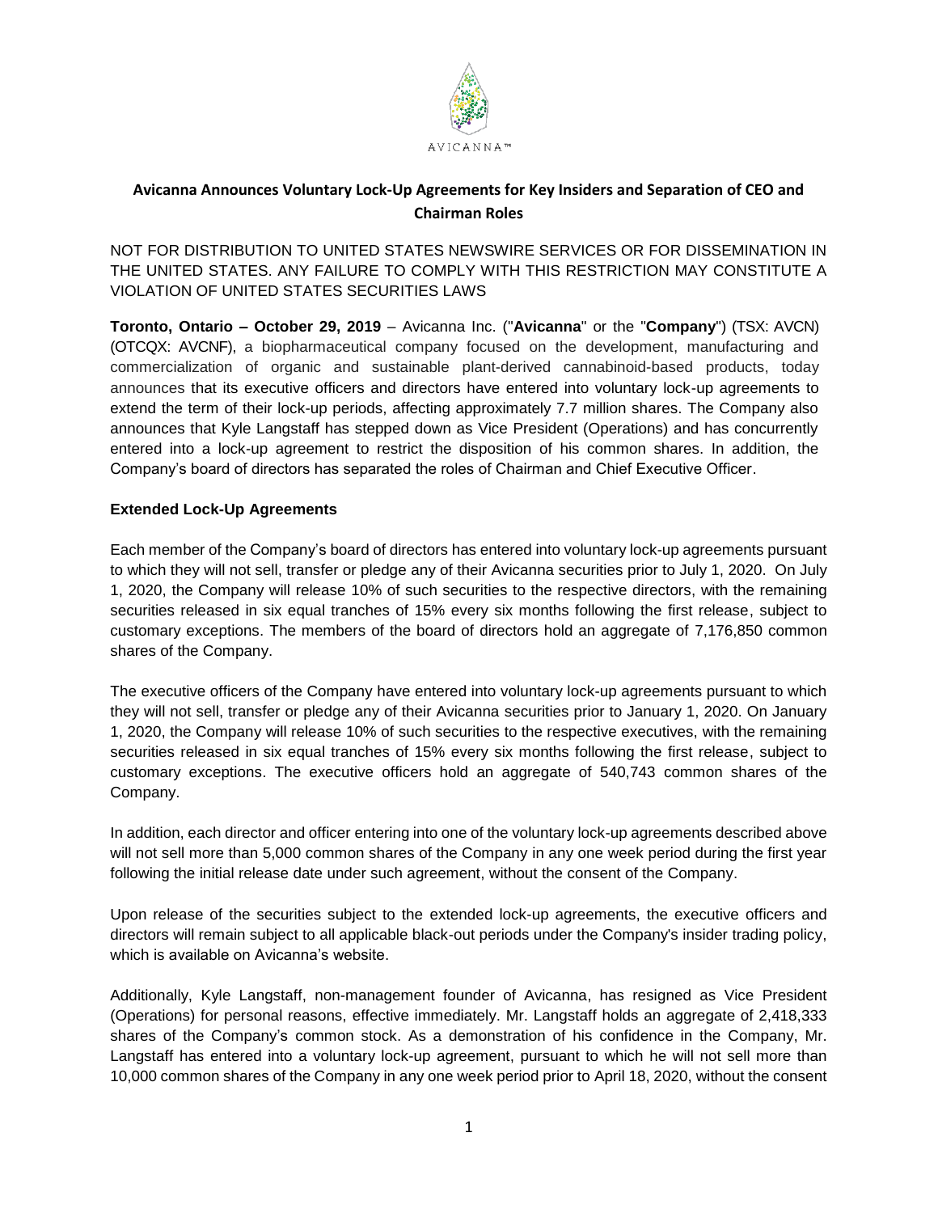AVICANNA™

## Avicanna Announces Voluntary Lock-Up Agreements for Key Insiders and Separation of CEO and Chairman Roles

NOT FOR DISTRIBUTION TO UNITED STATES NEWSWIRE SERVICES OR FOR DISSEMINATION IN THE UNITED STATES. ANY FAILURE TO COMPLY WITH THIS RESTRICTION MAY CONSTITUTE A VIOLATION OF UNITED STATES SECURITIES LAWS

**Toronto, Ontario – October 29, 2019** – Avicanna Inc. ("**Avicanna**" or the "**Company**") (TSX: AVCN) (OTCQX: AVCNF), a biopharmaceutical company focused on the development, manufacturing and commercialization of organic and sustainable plant-derived cannabinoid-based products, today announces that its executive officers and directors have entered into voluntary lock-up agreements to extend the term of their lock-up periods, affecting approximately 7.7 million shares. The Company also announces that Kyle Langstaff has stepped down as Vice President (Operations) and has concurrently entered into a lock-up agreement to restrict the disposition of his common shares. In addition, the Company's board of directors has separated the roles of Chairman and Chief Executive Officer.

### Extended Lock-Up Agreements

Each member of the Company's board of directors has entered into voluntary lock-up agreements pursuant to which they will not sell, transfer or pledge any of their Avicanna securities prior to July 1, 2020. On July 1, 2020, the Company will release 10% of such securities to the respective directors, with the remaining securities released in six equal tranches of 15% every six months following the first release, subject to customary exceptions. The members of the board of directors hold an aggregate of 7,176,850 common shares of the Company.

The executive officers of the Company have entered into voluntary lock-up agreements pursuant to which they will not sell, transfer or pledge any of their Avicanna securities prior to January 1, 2020. On January 1, 2020, the Company will release 10% of such securities to the respective executives, with the remaining securities released in six equal tranches of 15% every six months following the first release, subject to customary exceptions. The executive officers hold an aggregate of 540,743 common shares of the Company.

In addition, each director and officer entering into one of the voluntary lock-up agreements described above will not sell more than 5,000 common shares of the Company in any one week period during the first year following the initial release date under such agreement, without the consent of the Company.

Upon release of the securities subject to the extended lock-up agreements, the executive officers and directors will remain subject to all applicable black-out periods under the Company's insider trading policy, which is available on Avicanna's website.

Additionally, Kyle Langstaff, non-management founder of Avicanna, has resigned as Vice President (Operations) for personal reasons, effective immediately. Mr. Langstaff holds an aggregate of 2,418,333 shares of the Company's common stock. As a demonstration of his confidence in the Company, Mr. Langstaff has entered into a voluntary lock-up agreement, pursuant to which he will not sell more than 10,000 common shares of the Company in any one week period prior to April 18, 2020, without the consent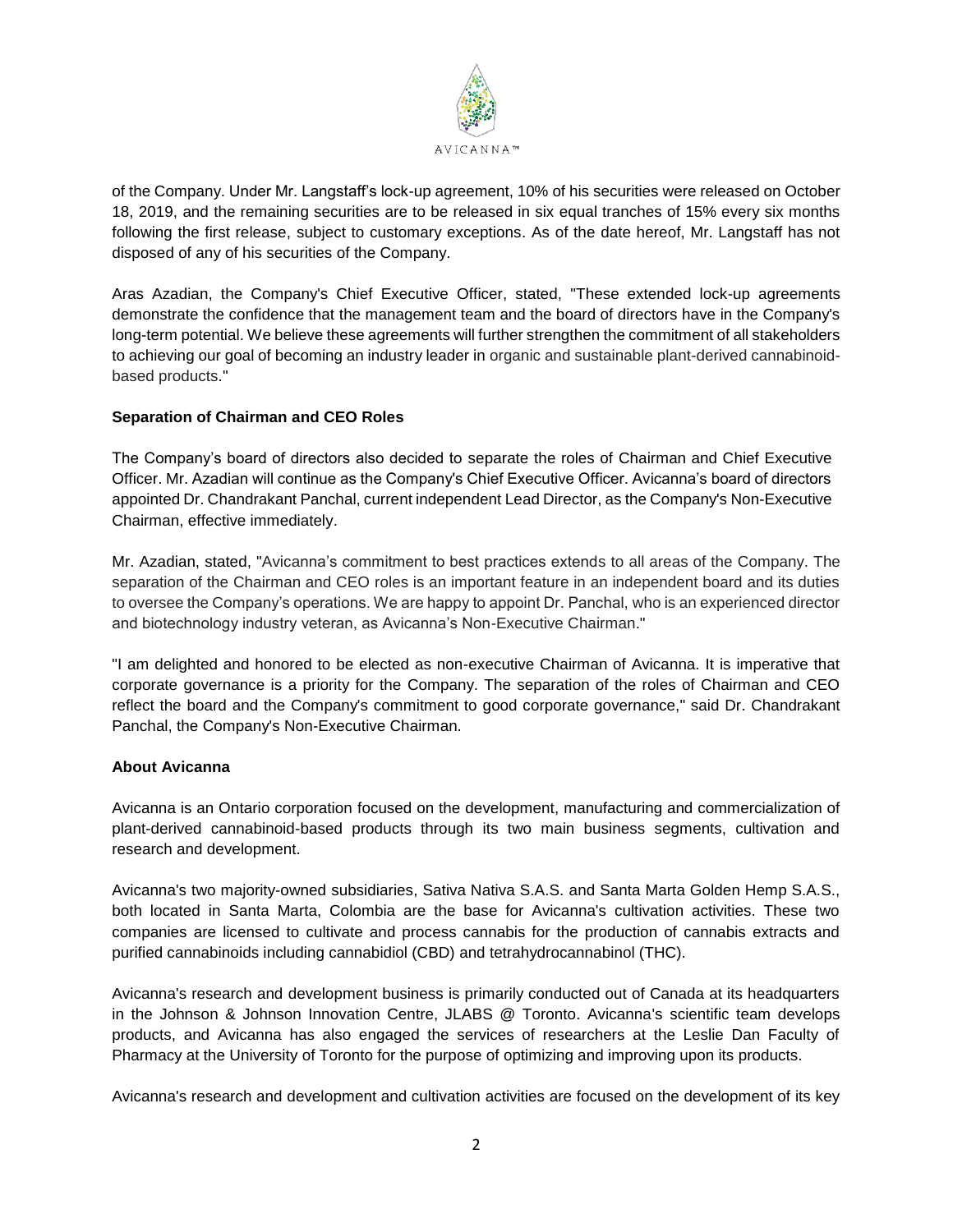of the Company. Under Mr. Langstaff's lock-up agreement, 10% of his securities were released on October 18, 2019, and the remaining securities are to be released in six equal tranches of 15% every six months following the first release, subject to customary exceptions. As of the date hereof, Mr. Langstaff has not disposed of any of his securities of the Company.

Aras Azadian, the Company's Chief Executive Officer, stated, "These extended lock-up agreements demonstrate the confidence that the management team and the board of directors have in the Company's long-term potential. We believe these agreements will further strengthen the commitment of all stakeholders to achieving our goal of becoming an industry leader in organic and sustainable plant-derived cannabinoid-based products."

**Separation of Chairman and CEO Roles**

The Company's board of directors also decided to separate the roles of Chairman and Chief Executive Officer. Mr. Azadian will continue as the Company's Chief Executive Officer. Avicanna's board of directors appointed Dr. Chandrakant Panchal, current independent Lead Director, as the Company's Non-Executive Chairman, effective immediately.

Mr. Azadian, stated, "Avicanna's commitment to best practices extends to all areas of the Company. The separation of the Chairman and CEO roles is an important feature in an independent board and its duties to oversee the Company's operations. We are happy to appoint Dr. Panchal, who is an experienced director and biotechnology industry veteran, as Avicanna's Non-Executive Chairman."

"I am delighted and honored to be elected as non-executive Chairman of Avicanna. It is imperative that corporate governance is a priority for the Company. The separation of the roles of Chairman and CEO reflect the board and the Company's commitment to good corporate governance," said Dr. Chandrakant Panchal, the Company's Non-Executive Chairman.

**About Avicanna**

Avicanna is an Ontario corporation focused on the development, manufacturing and commercialization of plant-derived cannabinoid-based products through its two main business segments, cultivation and research and development.

Avicanna's two majority-owned subsidiaries, Sativa Nativa S.A.S. and Santa Marta Golden Hemp S.A.S., both located in Santa Marta, Colombia are the base for Avicanna's cultivation activities. These two companies are licensed to cultivate and process cannabis for the production of cannabis extracts and purified cannabinoids including cannabidiol (CBD) and tetrahydrocannabinol (THC).

Avicanna's research and development business is primarily conducted out of Canada at its headquarters in the Johnson & Johnson Innovation Centre, JLABS @ Toronto. Avicanna's scientific team develops products, and Avicanna has also engaged the services of researchers at the Leslie Dan Faculty of Pharmacy at the University of Toronto for the purpose of optimizing and improving upon its products.

Avicanna's research and development and cultivation activities are focused on the development of its key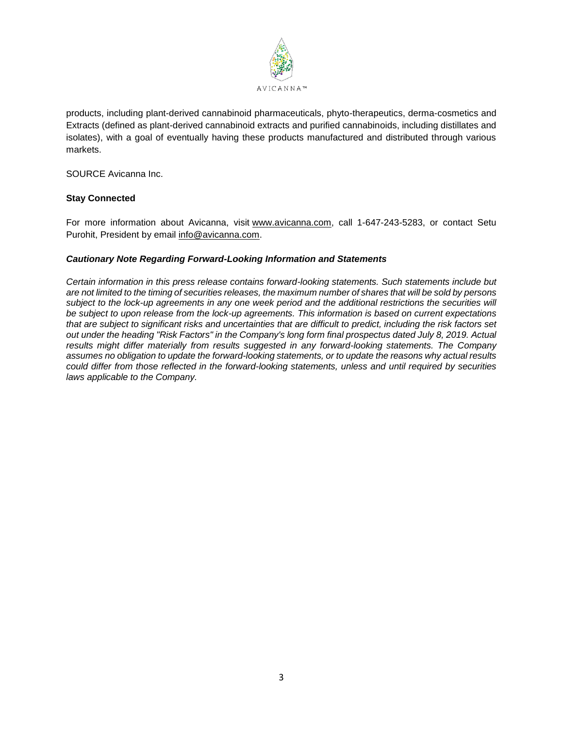products, including plant-derived cannabinoid pharmaceuticals, phyto-therapeutics, derma-cosmetics and Extracts (defined as plant-derived cannabinoid extracts and purified cannabinoids, including distillates and isolates), with a goal of eventually having these products manufactured and distributed through various markets.

SOURCE Avicanna Inc.

**Stay Connected**

For more information about Avicanna, visit www.avicanna.com, call 1-647-243-5283, or contact Setu Purohit, President by email info@avicanna.com.

***Cautionary Note Regarding Forward-Looking Information and Statements***

*Certain information in this press release contains forward-looking statements. Such statements include but are not limited to the timing of securities releases, the maximum number of shares that will be sold by persons subject to the lock-up agreements in any one week period and the additional restrictions the securities will be subject to upon release from the lock-up agreements. This information is based on current expectations that are subject to significant risks and uncertainties that are difficult to predict, including the risk factors set out under the heading "Risk Factors" in the Company's long form final prospectus dated July 8, 2019. Actual results might differ materially from results suggested in any forward-looking statements. The Company assumes no obligation to update the forward-looking statements, or to update the reasons why actual results could differ from those reflected in the forward-looking statements, unless and until required by securities laws applicable to the Company.*